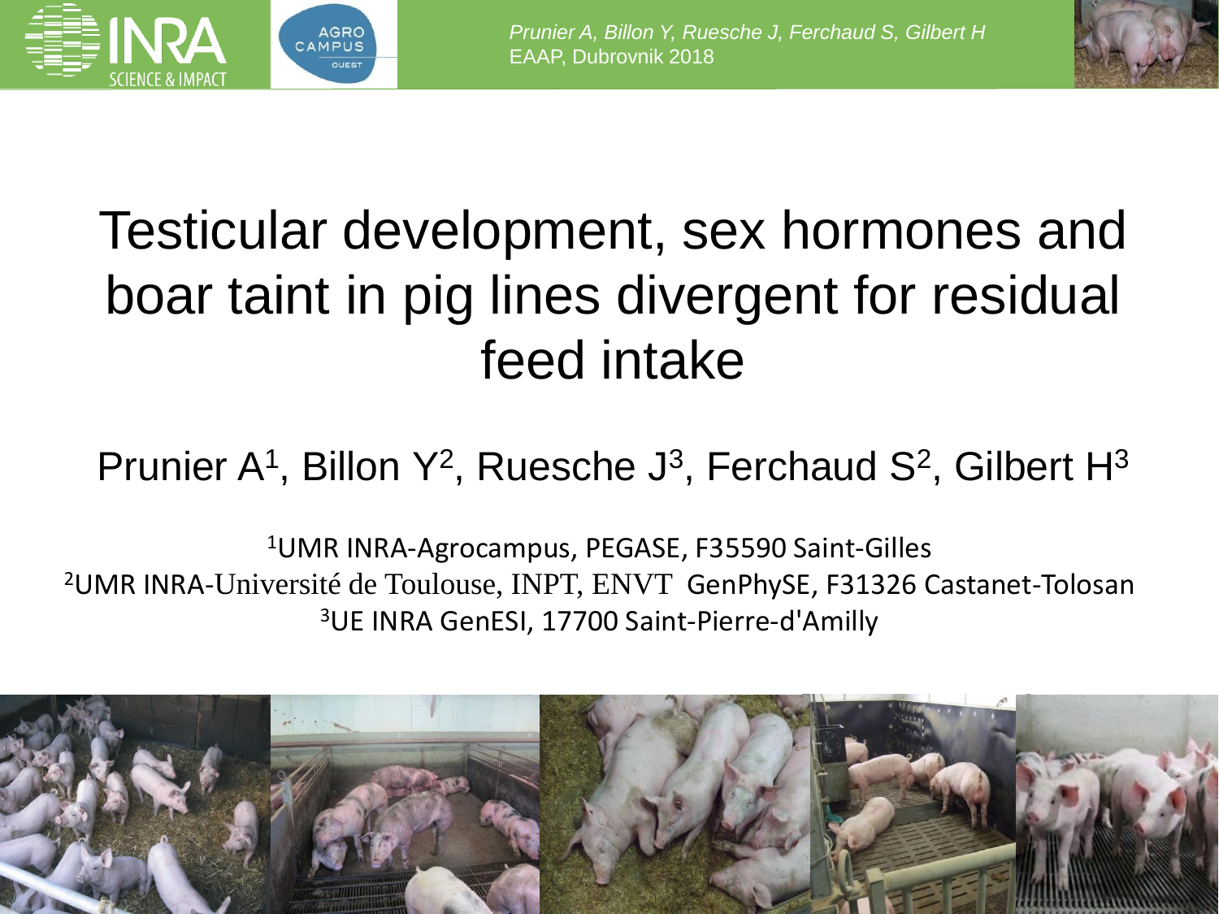# Testicular development, sex hormones and boar taint in pig lines divergent for residual feed intake

Prunier A[1], Billon Y[2], Ruesche J[3], Ferchaud S[2], Gilbert H[3]

[1]UMR INRA-Agrocampus, PEGASE, F35590 Saint-Gilles
[2]UMR INRA-Université de Toulouse, INPT, ENVT GenPhySE, F31326 Castanet-Tolosan
[3]UE INRA GenESI, 17700 Saint-Pierre-d'Amilly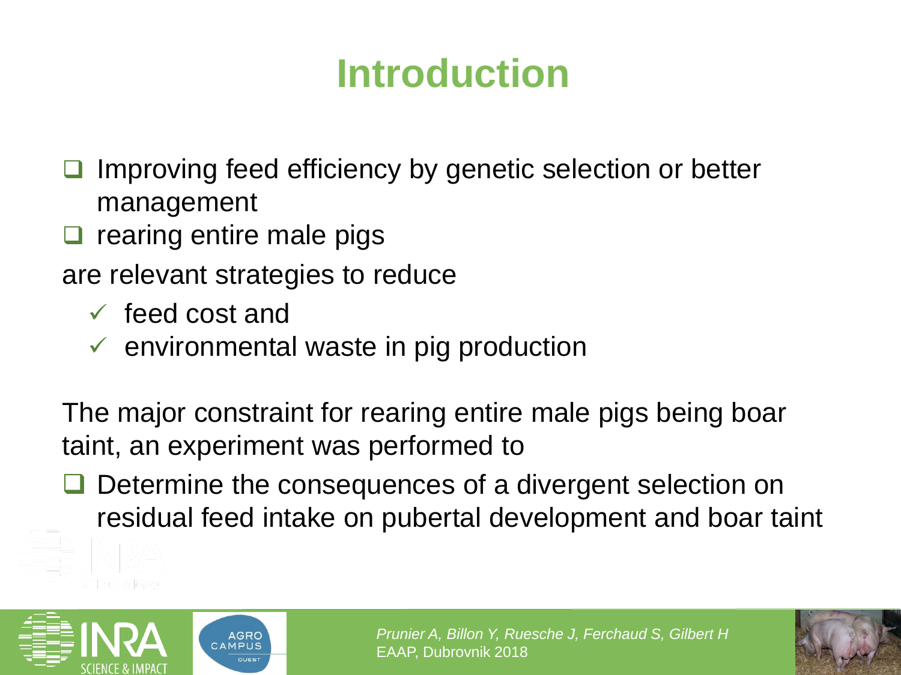# Introduction

- Improving feed efficiency by genetic selection or better management
- rearing entire male pigs

are relevant strategies to reduce

- ✓ feed cost and
- ✓ environmental waste in pig production

The major constraint for rearing entire male pigs being boar taint, an experiment was performed to

- Determine the consequences of a divergent selection on residual feed intake on pubertal development and boar taint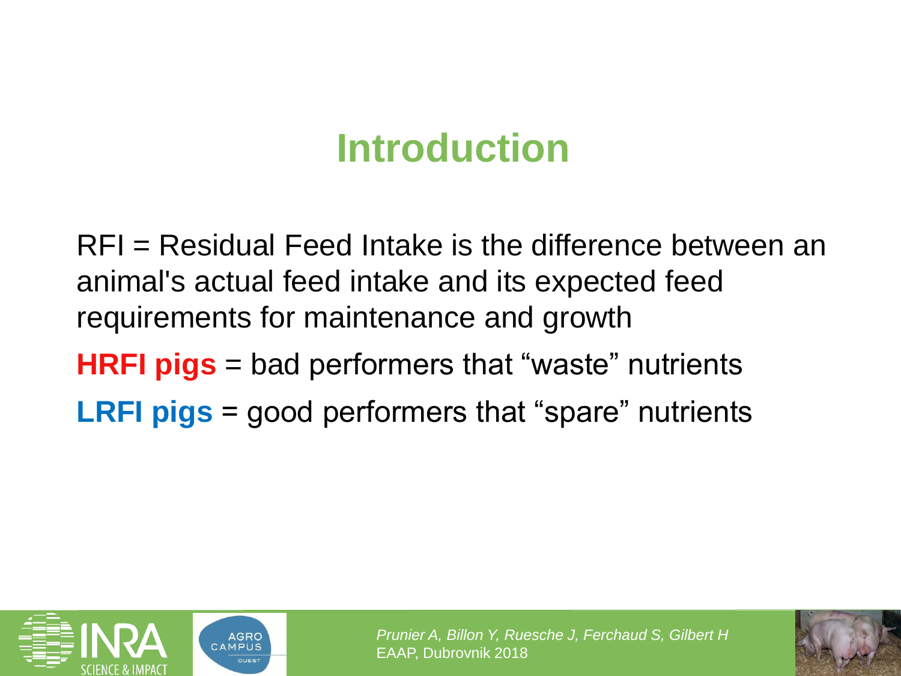# Introduction

RFI = Residual Feed Intake is the difference between an animal's actual feed intake and its expected feed requirements for maintenance and growth

**HRFI pigs** = bad performers that “waste” nutrients

**LRFI pigs** = good performers that “spare” nutrients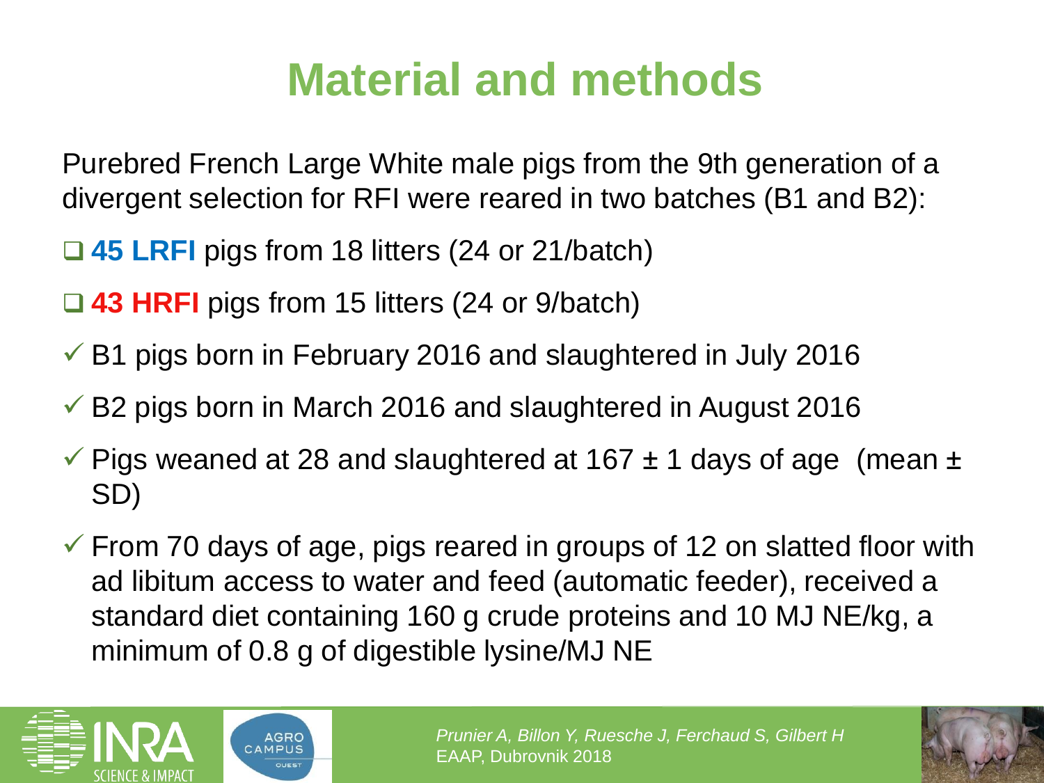# Material and methods

Purebred French Large White male pigs from the 9th generation of a divergent selection for RFI were reared in two batches (B1 and B2):

- **45 LRFI** pigs from 18 litters (24 or 21/batch)
- **43 HRFI** pigs from 15 litters (24 or 9/batch)

- ✓ B1 pigs born in February 2016 and slaughtered in July 2016
- ✓ B2 pigs born in March 2016 and slaughtered in August 2016
- ✓ Pigs weaned at 28 and slaughtered at 167 ± 1 days of age (mean ± SD)
- ✓ From 70 days of age, pigs reared in groups of 12 on slatted floor with ad libitum access to water and feed (automatic feeder), received a standard diet containing 160 g crude proteins and 10 MJ NE/kg, a minimum of 0.8 g of digestible lysine/MJ NE

*Prunier A, Billon Y, Ruesche J, Ferchaud S, Gilbert H*
EAAP, Dubrovnik 2018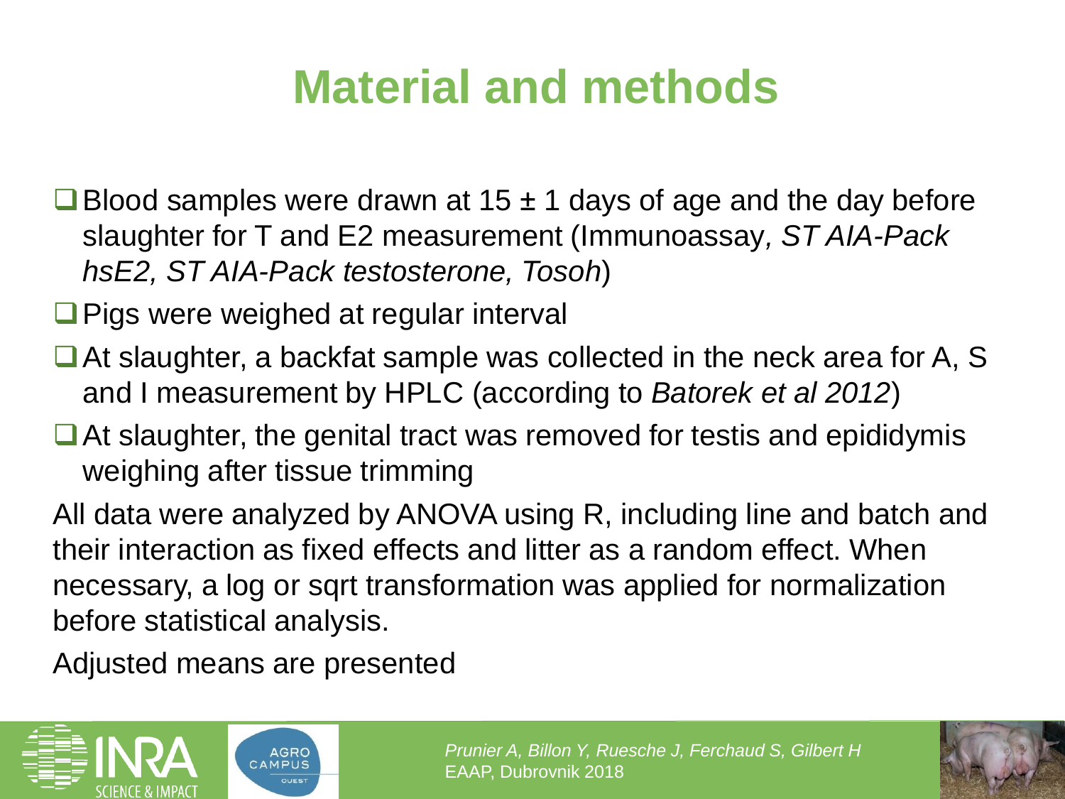# Material and methods

- Blood samples were drawn at 15 ± 1 days of age and the day before slaughter for T and E2 measurement (Immunoassay, *ST AIA-Pack hsE2, ST AIA-Pack testosterone, Tosoh*)
- Pigs were weighed at regular interval
- At slaughter, a backfat sample was collected in the neck area for A, S and I measurement by HPLC (according to *Batorek et al 2012*)
- At slaughter, the genital tract was removed for testis and epididymis weighing after tissue trimming

All data were analyzed by ANOVA using R, including line and batch and their interaction as fixed effects and litter as a random effect. When necessary, a log or sqrt transformation was applied for normalization before statistical analysis.

Adjusted means are presented

*Prunier A, Billon Y, Ruesche J, Ferchaud S, Gilbert H*
EAAP, Dubrovnik 2018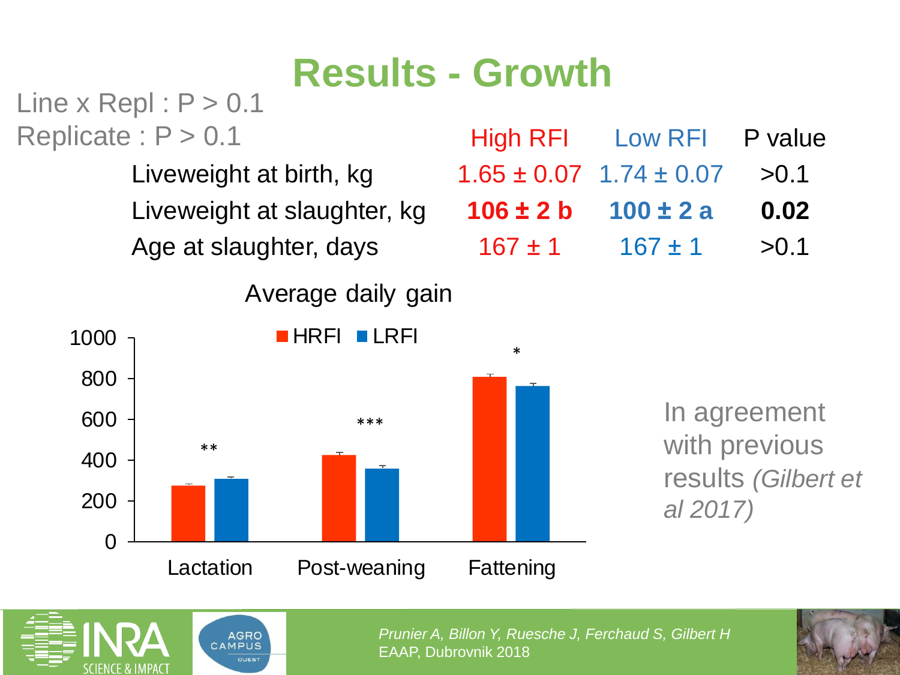# Results - Growth

Line x Repl : P > 0.1

Replicate : P > 0.1

| | High RFI | Low RFI | P value |
|---|---|---|---|
| Liveweight at birth, kg | 1.65 ± 0.07 | 1.74 ± 0.07 | >0.1 |
| Liveweight at slaughter, kg | **106 ± 2 b** | **100 ± 2 a** | **0.02** |
| Age at slaughter, days | 167 ± 1 | 167 ± 1 | >0.1 |

Average daily gain

| | HRFI | LRFI | Significance |
|---|---|---|---|
| Lactation | ~275 | ~310 | ** |
| Post-weaning | ~425 | ~360 | *** |
| Fattening | ~810 | ~765 | * |

In agreement with previous results *(Gilbert et al 2017)*

*Prunier A, Billon Y, Ruesche J, Ferchaud S, Gilbert H*
EAAP, Dubrovnik 2018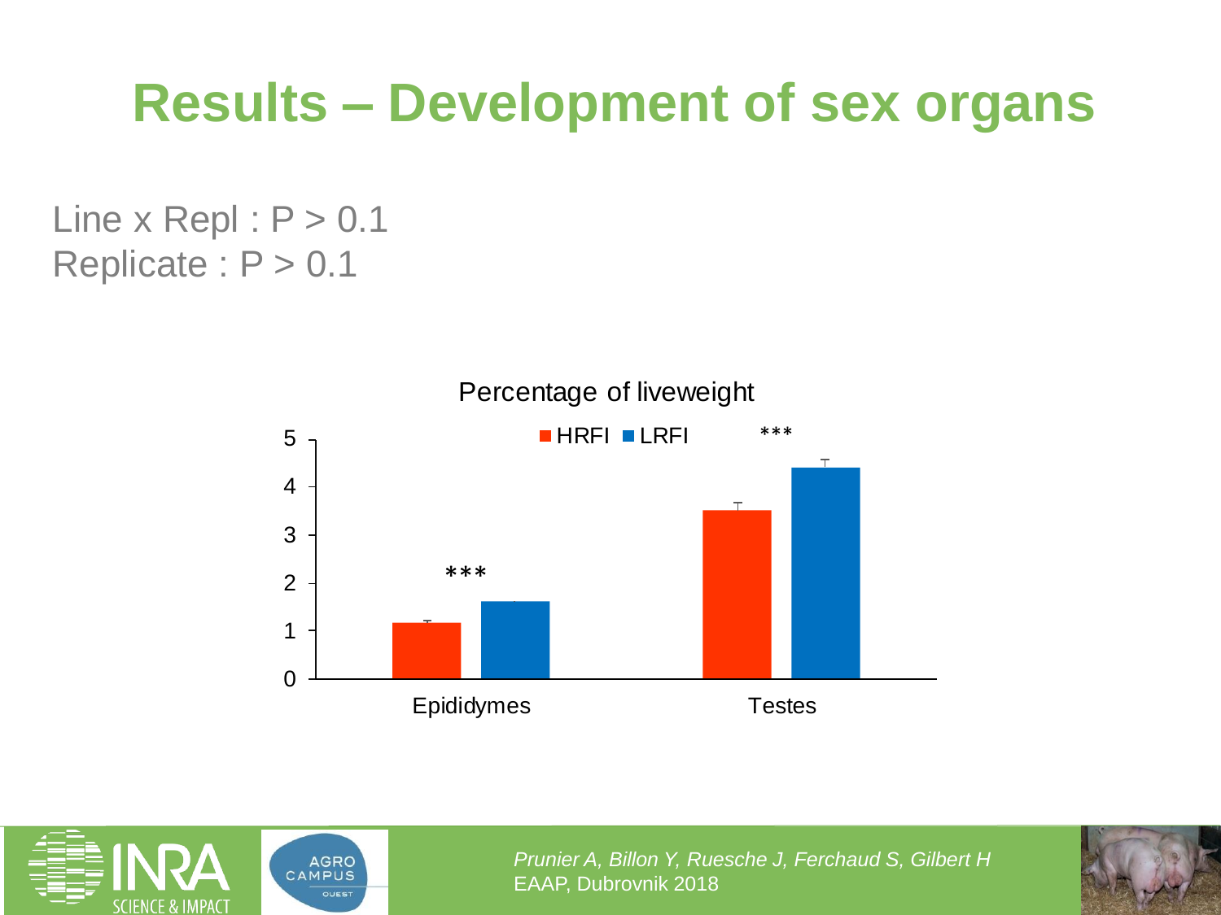# Results – Development of sex organs

Line x Repl : P > 0.1
Replicate : P > 0.1

Percentage of liveweight

HRFI LRFI

| | HRFI | LRFI | Significance |
|---|---|---|---|
| Epididymes | ~1.15 | ~1.6 | *** |
| Testes | ~3.5 | ~4.4 | *** |

*Prunier A, Billon Y, Ruesche J, Ferchaud S, Gilbert H*
EAAP, Dubrovnik 2018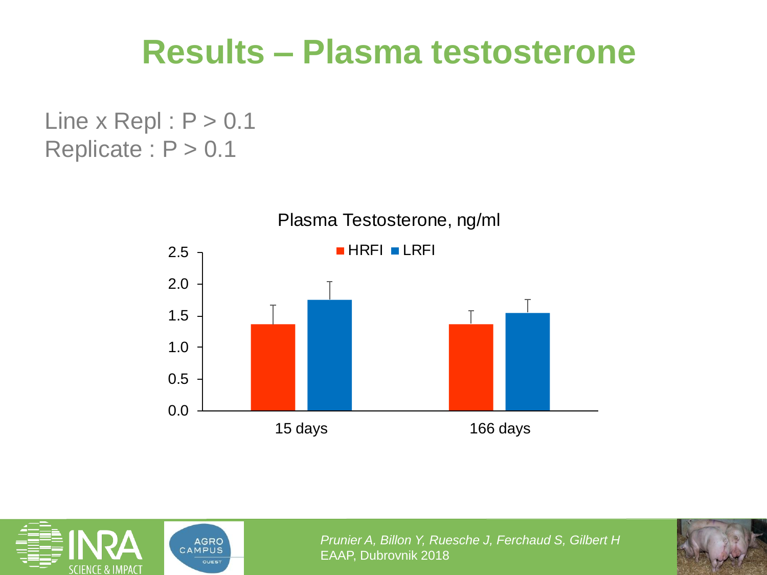# Results – Plasma testosterone

Line x Repl : P > 0.1
Replicate : P > 0.1

Plasma Testosterone, ng/ml

■ HRFI ■ LRFI

| | 15 days | 166 days |
|---|---|---|
| HRFI | 1.37 | 1.37 |
| LRFI | 1.75 | 1.55 |

*Prunier A, Billon Y, Ruesche J, Ferchaud S, Gilbert H*
EAAP, Dubrovnik 2018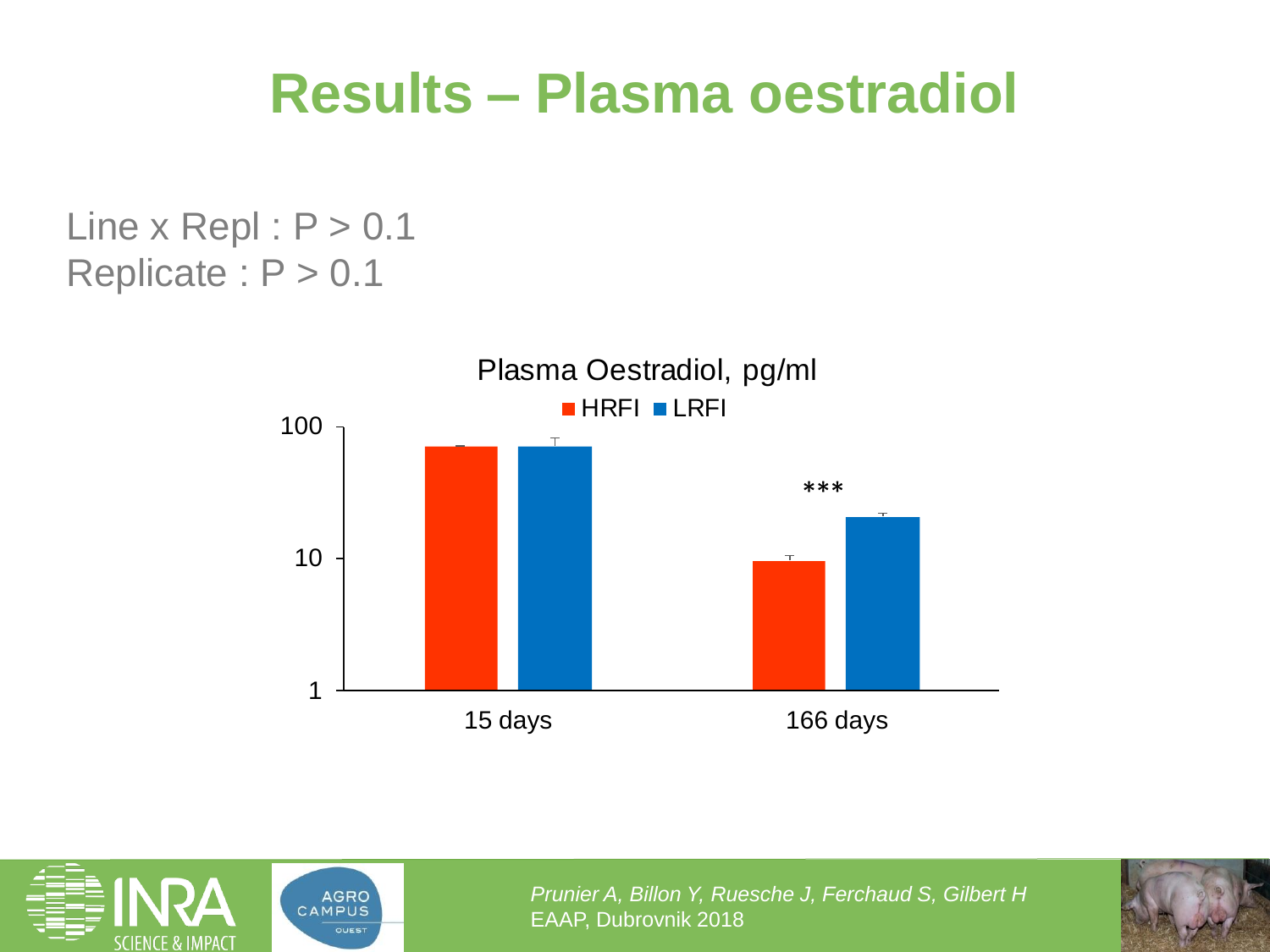# Results – Plasma oestradiol

Line x Repl : P > 0.1
Replicate : P > 0.1

Plasma Oestradiol, pg/ml

HRFI LRFI

100

10

1

***

15 days

166 days

*Prunier A, Billon Y, Ruesche J, Ferchaud S, Gilbert H*
EAAP, Dubrovnik 2018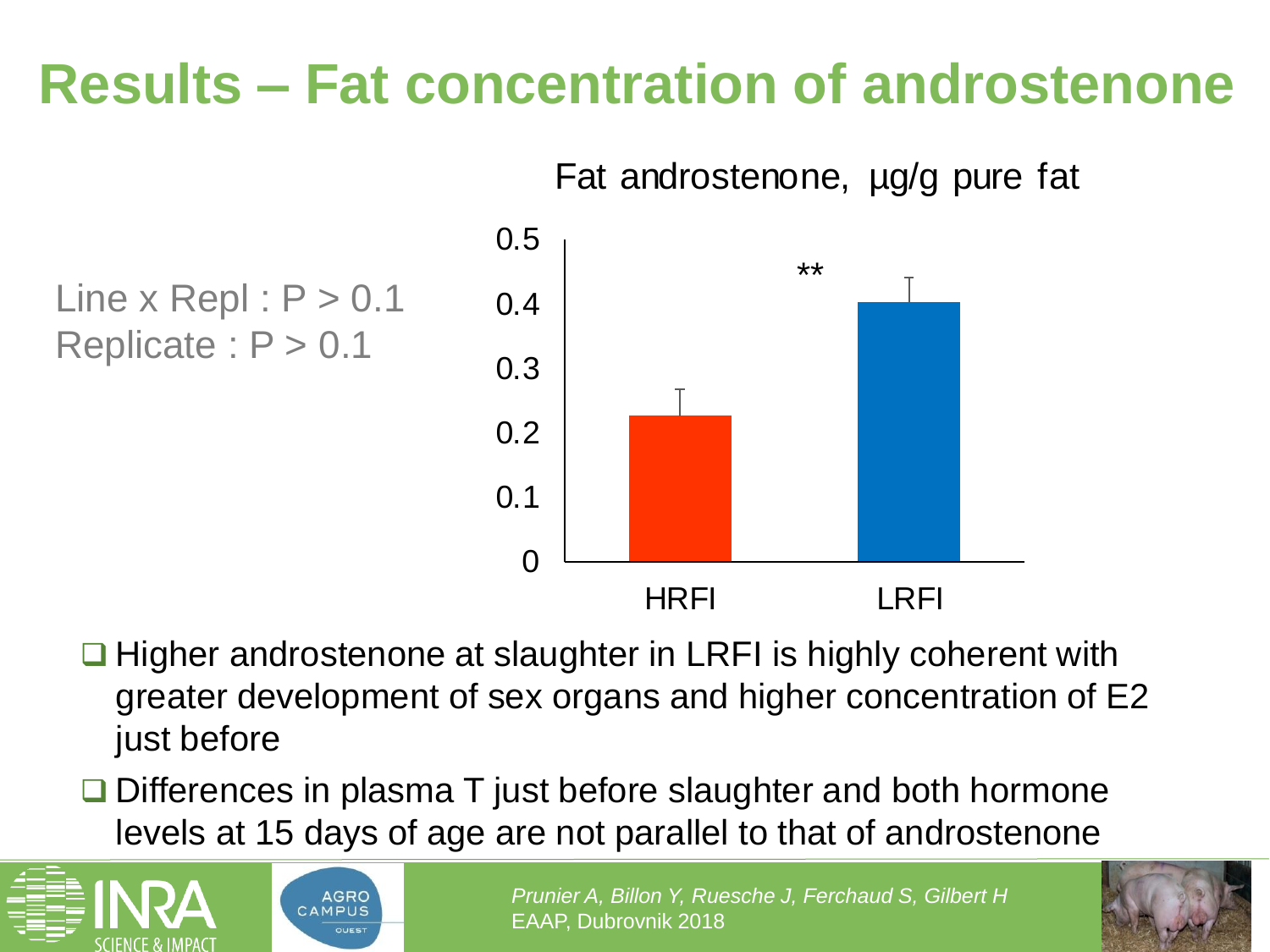# Results – Fat concentration of androstenone

Line x Repl : P > 0.1
Replicate : P > 0.1

Fat androstenone, µg/g pure fat

| | HRFI | LRFI |
|---|---|---|
| Fat androstenone (µg/g pure fat) | ~0.23 | ~0.40 ** |

- Higher androstenone at slaughter in LRFI is highly coherent with greater development of sex organs and higher concentration of E2 just before
- Differences in plasma T just before slaughter and both hormone levels at 15 days of age are not parallel to that of androstenone

*Prunier A, Billon Y, Ruesche J, Ferchaud S, Gilbert H*
EAAP, Dubrovnik 2018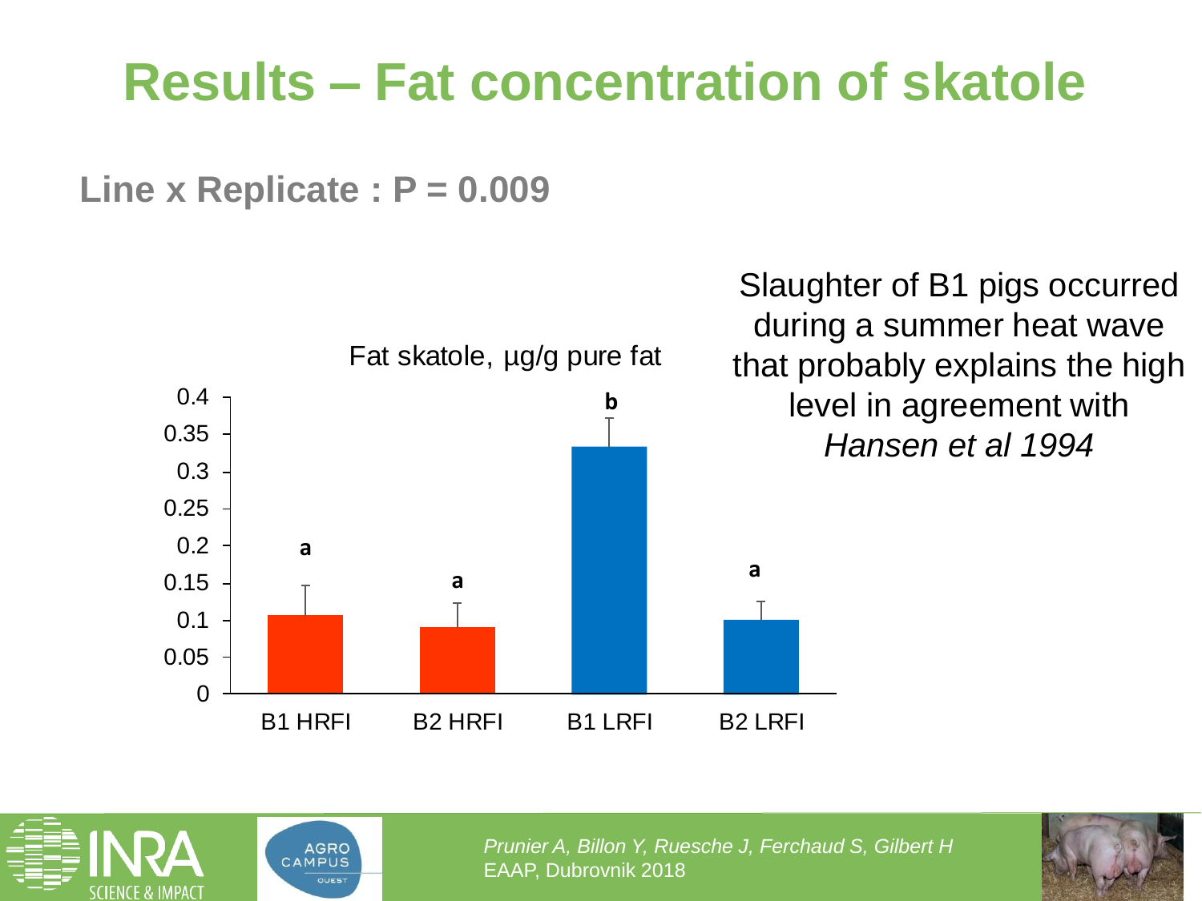# Results – Fat concentration of skatole

**Line x Replicate : P = 0.009**

Fat skatole, µg/g pure fat

| | B1 HRFI | B2 HRFI | B1 LRFI | B2 LRFI |
|---|---|---|---|---|
| Fat skatole (µg/g pure fat) | a | a | b | a |

Slaughter of B1 pigs occurred during a summer heat wave that probably explains the high level in agreement with *Hansen et al 1994*

*Prunier A, Billon Y, Ruesche J, Ferchaud S, Gilbert H*
EAAP, Dubrovnik 2018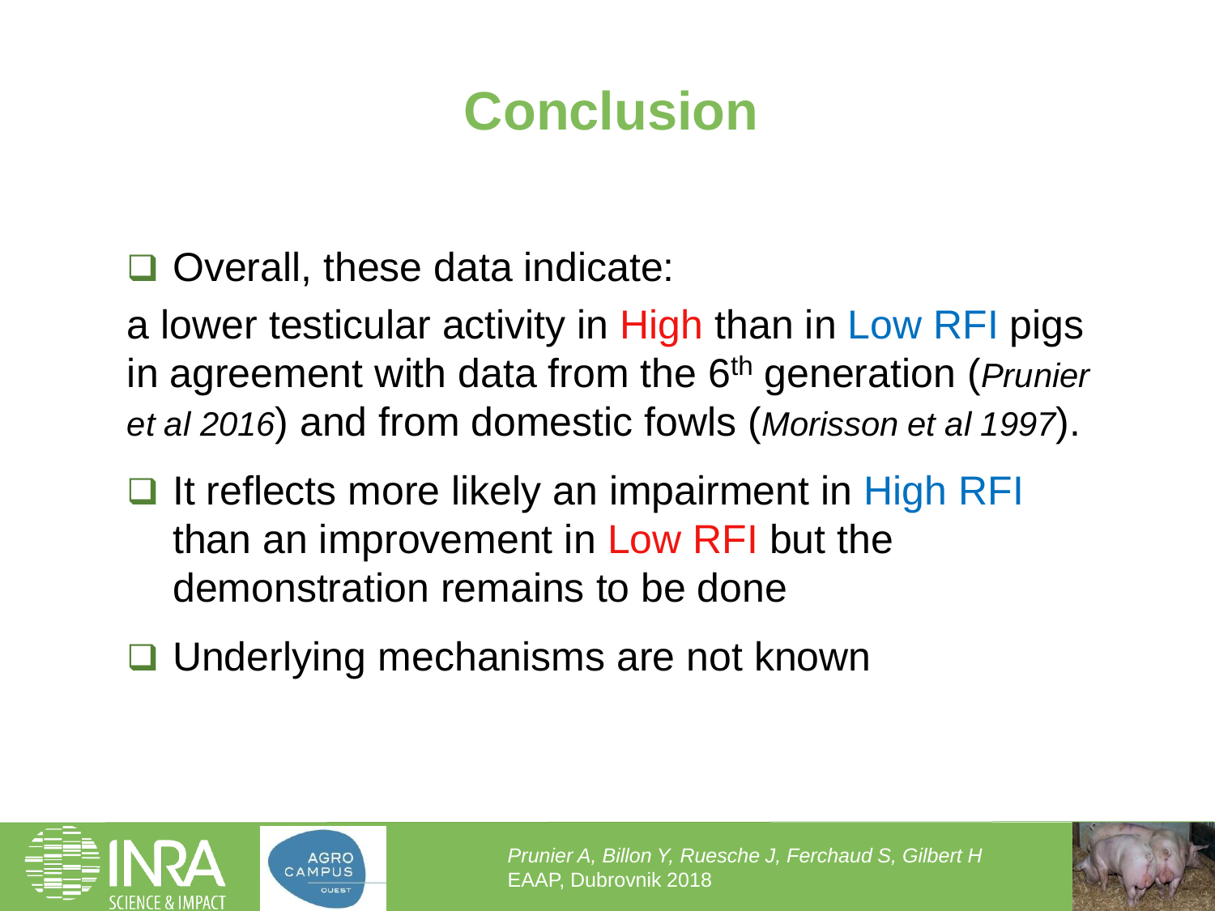# Conclusion

- Overall, these data indicate:

a lower testicular activity in High than in Low RFI pigs in agreement with data from the 6th generation (*Prunier et al 2016*) and from domestic fowls (*Morisson et al 1997*).

- It reflects more likely an impairment in High RFI than an improvement in Low RFI but the demonstration remains to be done
- Underlying mechanisms are not known

*Prunier A, Billon Y, Ruesche J, Ferchaud S, Gilbert H*
EAAP, Dubrovnik 2018